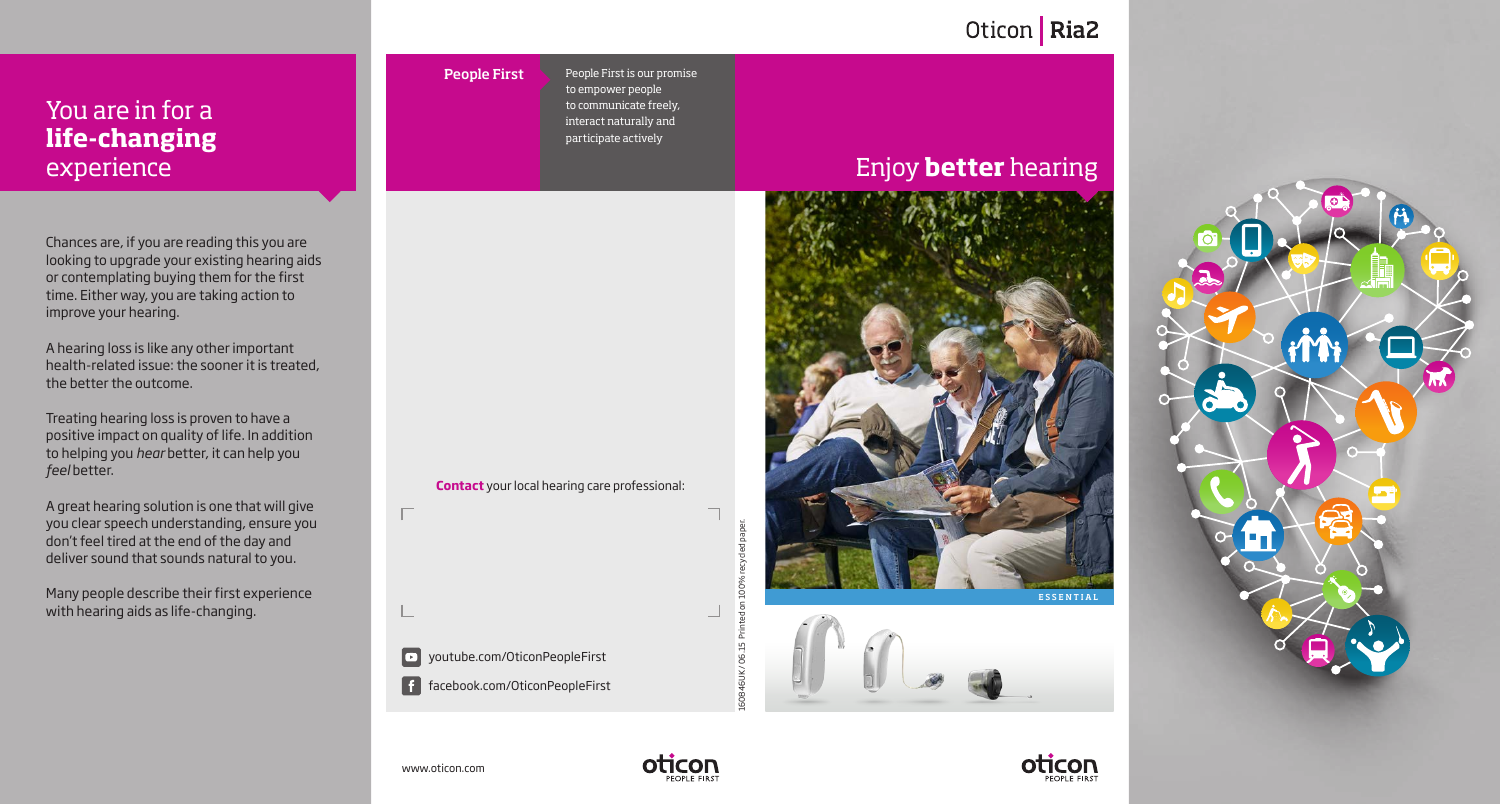# You are in for a **life-changing** experience

Chances are, if you are reading this you are looking to upgrade your existing hearing aids or contemplating buying them for the first time. Either way, you are taking action to improve your hearing.

A hearing loss is like any other important health-related issue: the sooner it is treated, the better the outcome.

Treating hearing loss is proven to have a positive impact on quality of life. In addition to helping you *hear* better, it can help you *feel* better.

A great hearing solution is one that will give you clear speech understanding, ensure you don't feel tired at the end of the day and deliver sound that sounds natural to you.

Many people describe their first experience with hearing aids as life-changing.

www.oticon.com

**People First**

People First is our promise to empower people to communicate freely, interact naturally and participate actively

**Contact** your local hearing care professional:

youtube.com/OticonPeopleFirst

facebook.com/OticonPeopleFirst

160846UK / 06.15 Printed on 100% recycled paper.

Oticon | **Ria2**

# Enjoy **better** hearing

ESSENTIAL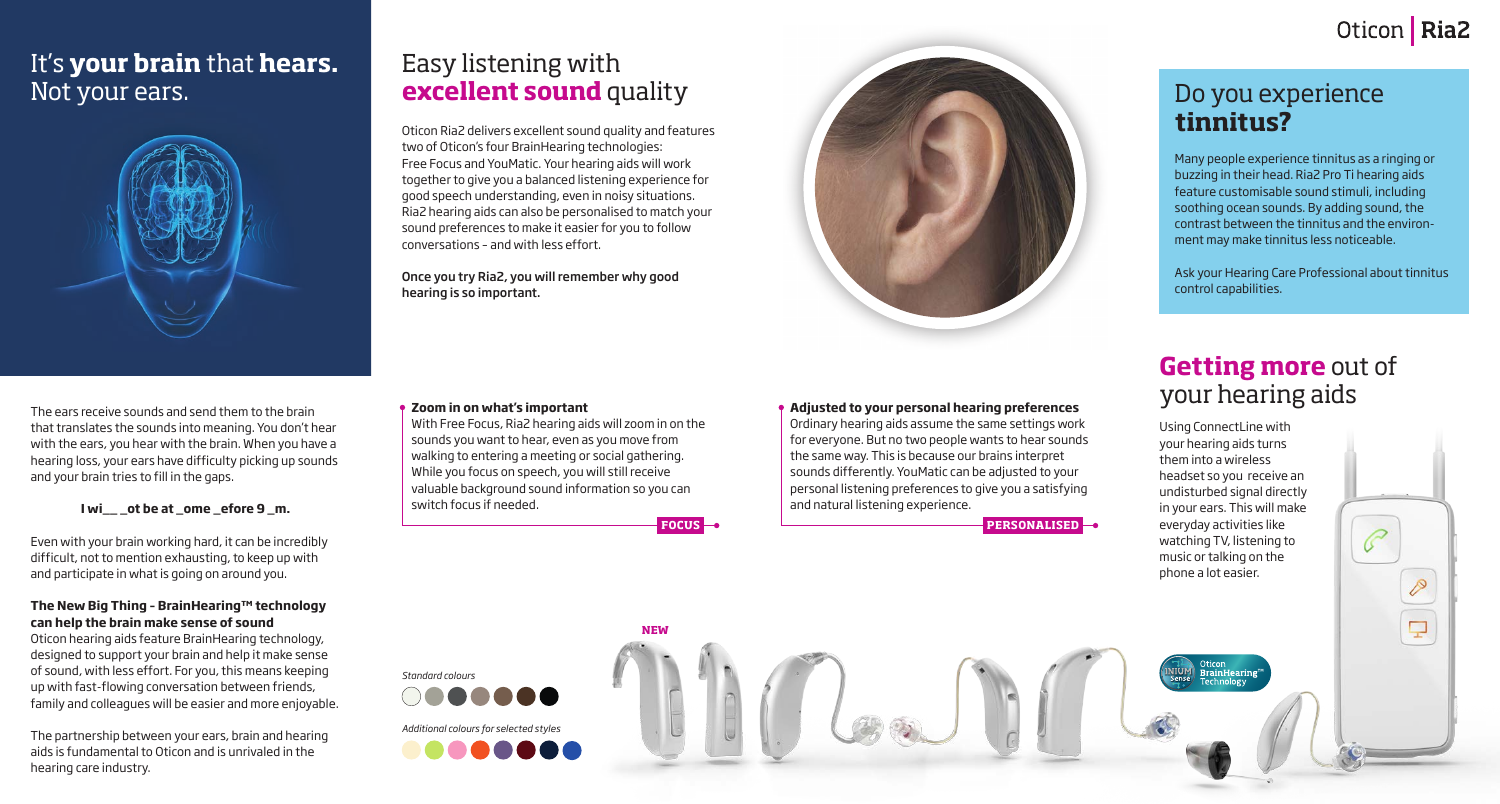# It's **your brain** that **hears.** Not your ears.

The ears receive sounds and send them to the brain that translates the sounds into meaning. You don't hear with the ears, you hear with the brain. When you have a hearing loss, your ears have difficulty picking up sounds and your brain tries to fill in the gaps.

**I wi__ _ot be at _ome _efore 9 _m.**

Even with your brain working hard, it can be incredibly difficult, not to mention exhausting, to keep up with and participate in what is going on around you.

### The New Big Thing – BrainHearing™ technology can help the brain make sense of sound

Oticon hearing aids feature BrainHearing technology, designed to support your brain and help it make sense of sound, with less effort. For you, this means keeping up with fast-flowing conversation between friends, family and colleagues will be easier and more enjoyable.

The partnership between your ears, brain and hearing aids is fundamental to Oticon and is unrivaled in the hearing care industry.

# Easy listening with **excellent sound** quality

Oticon Ria2 delivers excellent sound quality and features two of Oticon's four BrainHearing technologies: Free Focus and YouMatic. Your hearing aids will work together to give you a balanced listening experience for good speech understanding, even in noisy situations. Ria2 hearing aids can also be personalised to match your sound preferences to make it easier for you to follow conversations – and with less effort.

Once you try Ria2, you will remember why good hearing is so important.

### Zoom in on what's important

With Free Focus, Ria2 hearing aids will zoom in on the sounds you want to hear, even as you move from walking to entering a meeting or social gathering. While you focus on speech, you will still receive valuable background sound information so you can switch focus if needed.

**FOCUS**

### Adjusted to your personal hearing preferences

Ordinary hearing aids assume the same settings work for everyone. But no two people wants to hear sounds the same way. This is because our brains interpret sounds differently. YouMatic can be adjusted to your personal listening preferences to give you a satisfying and natural listening experience.

**PERSONALISED**

**NEW**

*Standard colours*

*Additional colours for selected styles*

Oticon | Ria2

# Do you experience **tinnitus?**

Many people experience tinnitus as a ringing or buzzing in their head. Ria2 Pro Ti hearing aids feature customisable sound stimuli, including soothing ocean sounds. By adding sound, the contrast between the tinnitus and the environment may make tinnitus less noticeable.

Ask your Hearing Care Professional about tinnitus control capabilities.

# **Getting more** out of your hearing aids

Using ConnectLine with your hearing aids turns them into a wireless headset so you receive an undisturbed signal directly in your ears. This will make everyday activities like watching TV, listening to music or talking on the phone a lot easier.

INIUM Sense | Oticon BrainHearing™ Technology